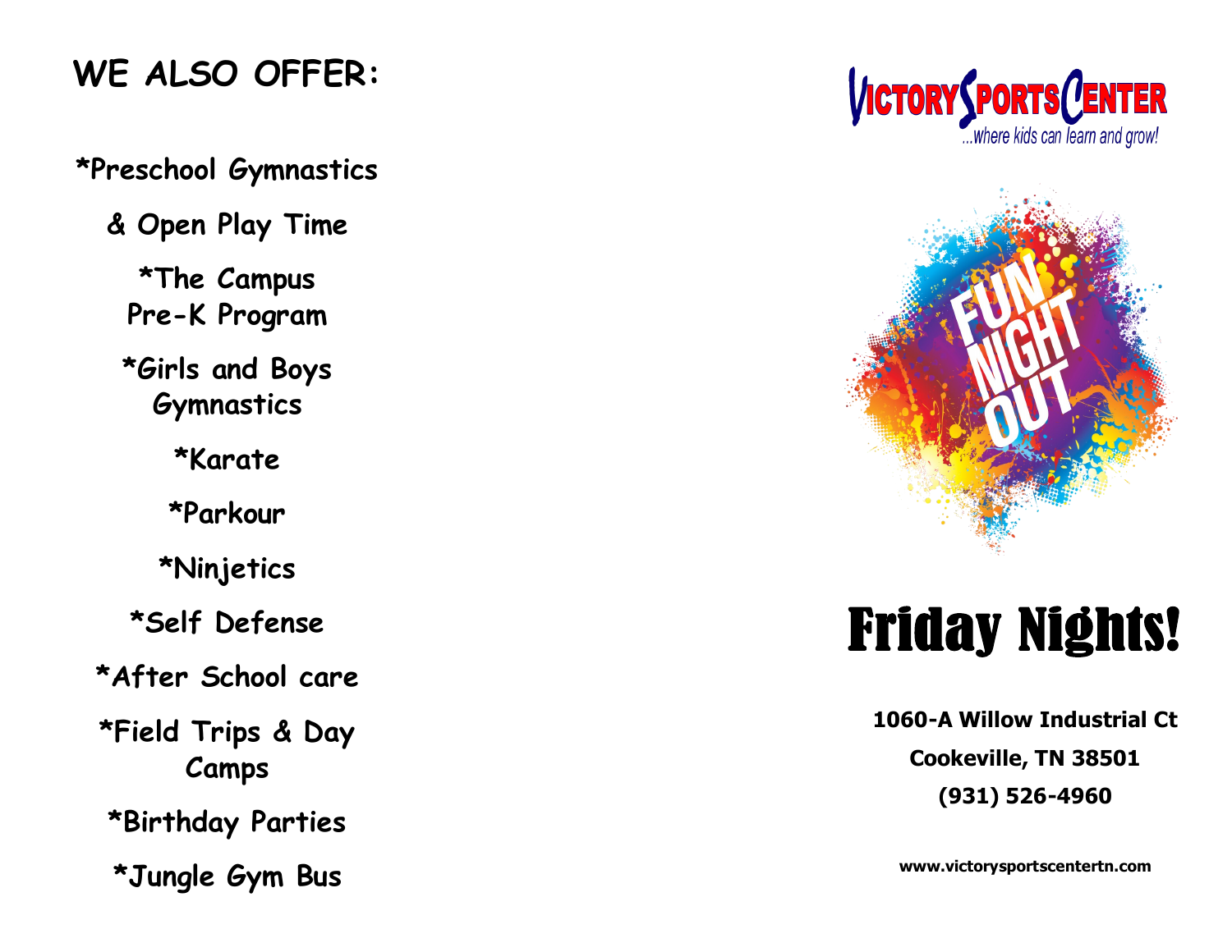## WE ALSO OFFER:

*Preschool Gymnastics & Open Play Time

*The Campus Pre-K Program

*Girls and Boys Gymnastics

*Karate

*Parkour

*Ninjetics

*Self Defense

*After School care

*Field Trips & Day Camps

*Birthday Parties

*Jungle Gym Bus

**VICTORY SPORTS CENTER**

*...where kids can learn and grow!*

FUN NIGHT OUT

# Friday Nights!

**1060-A Willow Industrial Ct**

**Cookeville, TN 38501**

**(931) 526-4960**

**www.victorysportscentertn.com**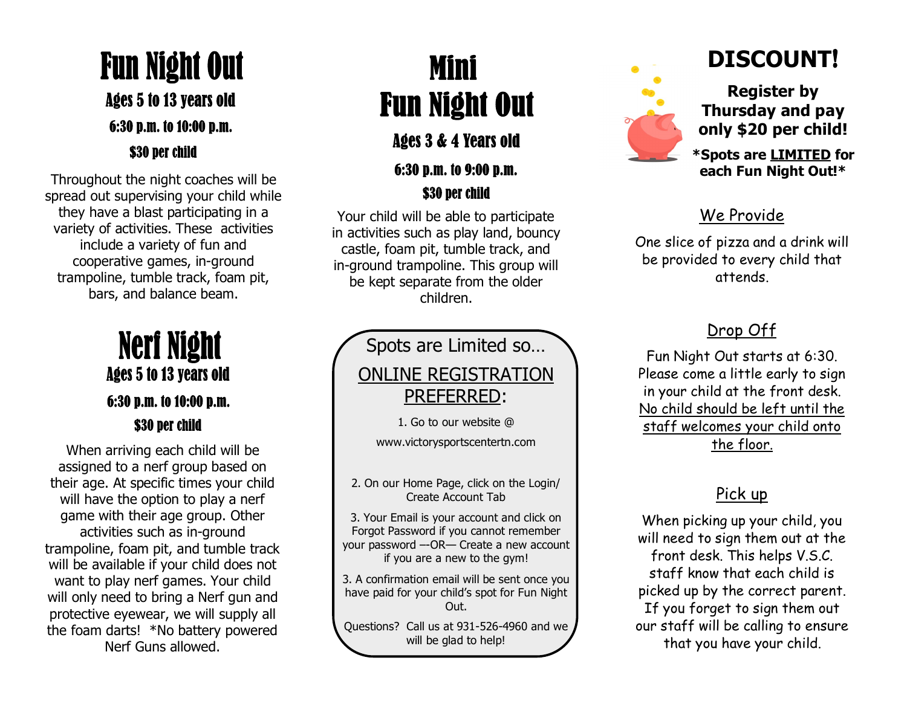# Fun Night Out

### Ages 5 to 13 years old

### 6:30 p.m. to 10:00 p.m.

### $30 per child

Throughout the night coaches will be spread out supervising your child while they have a blast participating in a variety of activities. These activities include a variety of fun and cooperative games, in-ground trampoline, tumble track, foam pit, bars, and balance beam.

# Nerf Night

### Ages 5 to 13 years old

### 6:30 p.m. to 10:00 p.m.

### $30 per child

When arriving each child will be assigned to a nerf group based on their age. At specific times your child will have the option to play a nerf game with their age group. Other activities such as in-ground trampoline, foam pit, and tumble track will be available if your child does not want to play nerf games. Your child will only need to bring a Nerf gun and protective eyewear, we will supply all the foam darts! *No battery powered Nerf Guns allowed.

# Mini Fun Night Out

### Ages 3 & 4 Years old

### 6:30 p.m. to 9:00 p.m.

### $30 per child

Your child will be able to participate in activities such as play land, bouncy castle, foam pit, tumble track, and in-ground trampoline. This group will be kept separate from the older children.

Spots are Limited so…

ONLINE REGISTRATION PREFERRED:

1. Go to our website @ www.victorysportscentertn.com
2. On our Home Page, click on the Login/ Create Account Tab
3. Your Email is your account and click on Forgot Password if you cannot remember your password —OR— Create a new account if you are a new to the gym!
3. A confirmation email will be sent once you have paid for your child's spot for Fun Night Out.

Questions? Call us at 931-526-4960 and we will be glad to help!

# DISCOUNT!

**Register by Thursday and pay only $20 per child!**

***Spots are LIMITED for each Fun Night Out!***

## We Provide

One slice of pizza and a drink will be provided to every child that attends.

## Drop Off

Fun Night Out starts at 6:30. Please come a little early to sign in your child at the front desk. No child should be left until the staff welcomes your child onto the floor.

## Pick up

When picking up your child, you will need to sign them out at the front desk. This helps V.S.C. staff know that each child is picked up by the correct parent. If you forget to sign them out our staff will be calling to ensure that you have your child.